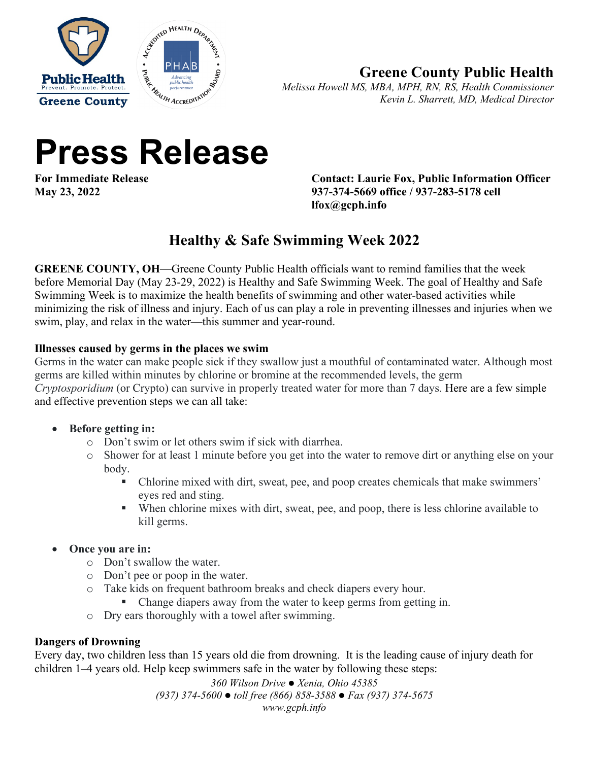**Greene County Public Health**

*Melissa Howell MS, MBA, MPH, RN, RS, Health Commissioner*
*Kevin L. Sharrett, MD, Medical Director*

# Press Release

**For Immediate Release**
**May 23, 2022**

**Contact: Laurie Fox, Public Information Officer**
**937-374-5669 office / 937-283-5178 cell**
**lfox@gcph.info**

## Healthy & Safe Swimming Week 2022

**GREENE COUNTY, OH**—Greene County Public Health officials want to remind families that the week before Memorial Day (May 23-29, 2022) is Healthy and Safe Swimming Week. The goal of Healthy and Safe Swimming Week is to maximize the health benefits of swimming and other water-based activities while minimizing the risk of illness and injury. Each of us can play a role in preventing illnesses and injuries when we swim, play, and relax in the water—this summer and year-round.

**Illnesses caused by germs in the places we swim**

Germs in the water can make people sick if they swallow just a mouthful of contaminated water. Although most germs are killed within minutes by chlorine or bromine at the recommended levels, the germ *Cryptosporidium* (or Crypto) can survive in properly treated water for more than 7 days. Here are a few simple and effective prevention steps we can all take:

- **Before getting in:**
  - Don't swim or let others swim if sick with diarrhea.
  - Shower for at least 1 minute before you get into the water to remove dirt or anything else on your body.
    - Chlorine mixed with dirt, sweat, pee, and poop creates chemicals that make swimmers' eyes red and sting.
    - When chlorine mixes with dirt, sweat, pee, and poop, there is less chlorine available to kill germs.
- **Once you are in:**
  - Don't swallow the water.
  - Don't pee or poop in the water.
  - Take kids on frequent bathroom breaks and check diapers every hour.
    - Change diapers away from the water to keep germs from getting in.
  - Dry ears thoroughly with a towel after swimming.

**Dangers of Drowning**

Every day, two children less than 15 years old die from drowning. It is the leading cause of injury death for children 1–4 years old. Help keep swimmers safe in the water by following these steps: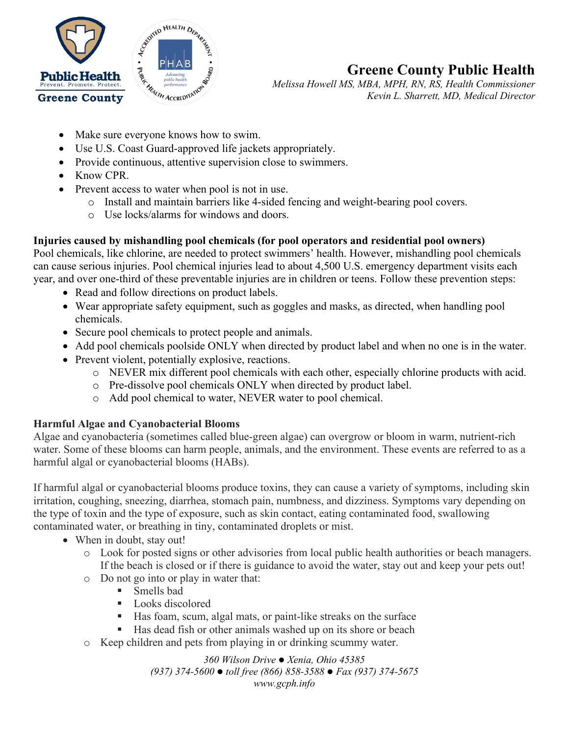- Make sure everyone knows how to swim.
- Use U.S. Coast Guard-approved life jackets appropriately.
- Provide continuous, attentive supervision close to swimmers.
- Know CPR.
- Prevent access to water when pool is not in use.
    - Install and maintain barriers like 4-sided fencing and weight-bearing pool covers.
    - Use locks/alarms for windows and doors.

**Injuries caused by mishandling pool chemicals (for pool operators and residential pool owners)**

Pool chemicals, like chlorine, are needed to protect swimmers' health. However, mishandling pool chemicals can cause serious injuries. Pool chemical injuries lead to about 4,500 U.S. emergency department visits each year, and over one-third of these preventable injuries are in children or teens. Follow these prevention steps:

- Read and follow directions on product labels.
- Wear appropriate safety equipment, such as goggles and masks, as directed, when handling pool chemicals.
- Secure pool chemicals to protect people and animals.
- Add pool chemicals poolside ONLY when directed by product label and when no one is in the water.
- Prevent violent, potentially explosive, reactions.
    - NEVER mix different pool chemicals with each other, especially chlorine products with acid.
    - Pre-dissolve pool chemicals ONLY when directed by product label.
    - Add pool chemical to water, NEVER water to pool chemical.

**Harmful Algae and Cyanobacterial Blooms**

Algae and cyanobacteria (sometimes called blue-green algae) can overgrow or bloom in warm, nutrient-rich water. Some of these blooms can harm people, animals, and the environment. These events are referred to as a harmful algal or cyanobacterial blooms (HABs).

If harmful algal or cyanobacterial blooms produce toxins, they can cause a variety of symptoms, including skin irritation, coughing, sneezing, diarrhea, stomach pain, numbness, and dizziness. Symptoms vary depending on the type of toxin and the type of exposure, such as skin contact, eating contaminated food, swallowing contaminated water, or breathing in tiny, contaminated droplets or mist.

- When in doubt, stay out!
    - Look for posted signs or other advisories from local public health authorities or beach managers. If the beach is closed or if there is guidance to avoid the water, stay out and keep your pets out!
    - Do not go into or play in water that:
        - Smells bad
        - Looks discolored
        - Has foam, scum, algal mats, or paint-like streaks on the surface
        - Has dead fish or other animals washed up on its shore or beach
    - Keep children and pets from playing in or drinking scummy water.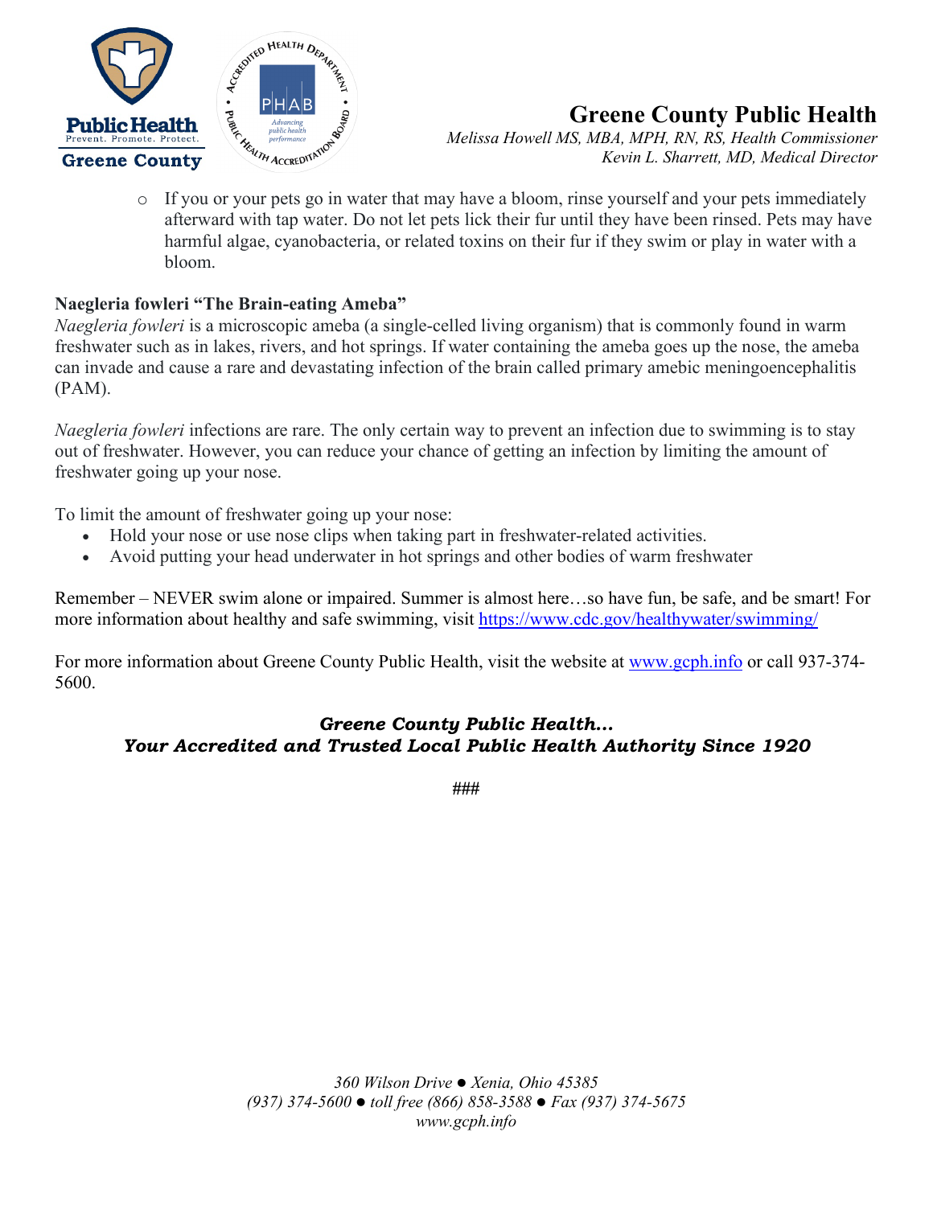- If you or your pets go in water that may have a bloom, rinse yourself and your pets immediately afterward with tap water. Do not let pets lick their fur until they have been rinsed. Pets may have harmful algae, cyanobacteria, or related toxins on their fur if they swim or play in water with a bloom.

**Naegleria fowleri "The Brain-eating Ameba"**

*Naegleria fowleri* is a microscopic ameba (a single-celled living organism) that is commonly found in warm freshwater such as in lakes, rivers, and hot springs. If water containing the ameba goes up the nose, the ameba can invade and cause a rare and devastating infection of the brain called primary amebic meningoencephalitis (PAM).

*Naegleria fowleri* infections are rare. The only certain way to prevent an infection due to swimming is to stay out of freshwater. However, you can reduce your chance of getting an infection by limiting the amount of freshwater going up your nose.

To limit the amount of freshwater going up your nose:

- Hold your nose or use nose clips when taking part in freshwater-related activities.
- Avoid putting your head underwater in hot springs and other bodies of warm freshwater

Remember – NEVER swim alone or impaired. Summer is almost here…so have fun, be safe, and be smart! For more information about healthy and safe swimming, visit https://www.cdc.gov/healthywater/swimming/

For more information about Greene County Public Health, visit the website at www.gcph.info or call 937-374-5600.

***Greene County Public Health…***
***Your Accredited and Trusted Local Public Health Authority Since 1920***

###